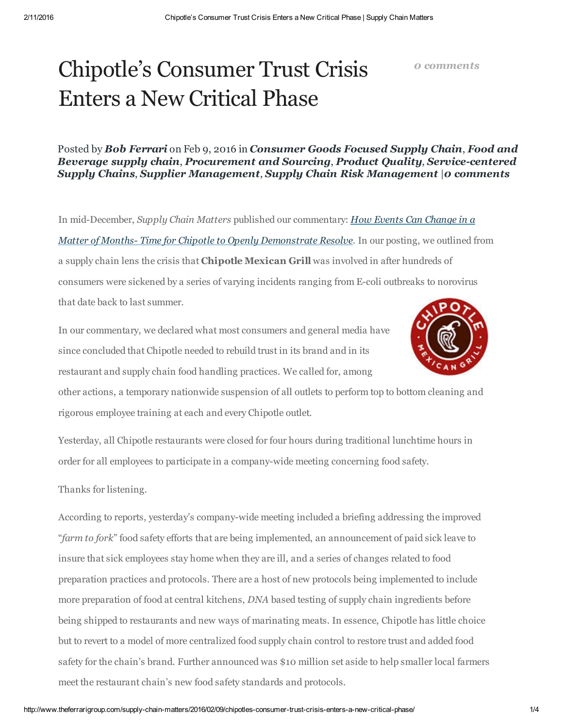# Chipotle's Consumer Trust Crisis Enters a New Critical Phase

*0 comments*

Posted by ***Bob Ferrari*** on Feb 9, 2016 in ***Consumer Goods Focused Supply Chain***, ***Food and Beverage supply chain***, ***Procurement and Sourcing***, ***Product Quality***, ***Service-centered Supply Chains***, ***Supplier Management***, ***Supply Chain Risk Management*** |***0 comments***

In mid-December, *Supply Chain Matters* published our commentary: *How Events Can Change in a Matter of Months- Time for Chipotle to Openly Demonstrate Resolve*. In our posting, we outlined from a supply chain lens the crisis that **Chipotle Mexican Grill** was involved in after hundreds of consumers were sickened by a series of varying incidents ranging from E-coli outbreaks to norovirus that date back to last summer.

In our commentary, we declared what most consumers and general media have since concluded that Chipotle needed to rebuild trust in its brand and in its restaurant and supply chain food handling practices. We called for, among other actions, a temporary nationwide suspension of all outlets to perform top to bottom cleaning and rigorous employee training at each and every Chipotle outlet.

Yesterday, all Chipotle restaurants were closed for four hours during traditional lunchtime hours in order for all employees to participate in a company-wide meeting concerning food safety.

Thanks for listening.

According to reports, yesterday's company-wide meeting included a briefing addressing the improved "*farm to fork*" food safety efforts that are being implemented, an announcement of paid sick leave to insure that sick employees stay home when they are ill, and a series of changes related to food preparation practices and protocols. There are a host of new protocols being implemented to include more preparation of food at central kitchens, *DNA* based testing of supply chain ingredients before being shipped to restaurants and new ways of marinating meats. In essence, Chipotle has little choice but to revert to a model of more centralized food supply chain control to restore trust and added food safety for the chain's brand. Further announced was $10 million set aside to help smaller local farmers meet the restaurant chain's new food safety standards and protocols.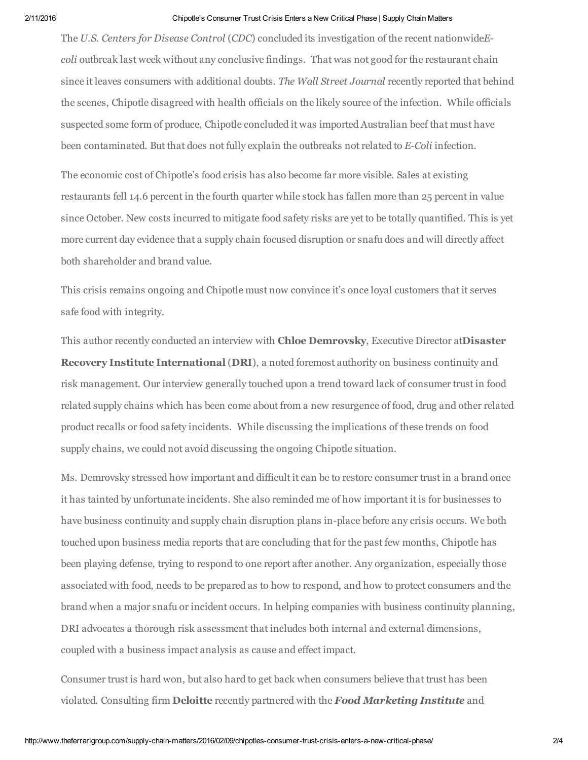The *U.S. Centers for Disease Control* (*CDC*) concluded its investigation of the recent nationwide*E-coli* outbreak last week without any conclusive findings. That was not good for the restaurant chain since it leaves consumers with additional doubts. *The Wall Street Journal* recently reported that behind the scenes, Chipotle disagreed with health officials on the likely source of the infection. While officials suspected some form of produce, Chipotle concluded it was imported Australian beef that must have been contaminated. But that does not fully explain the outbreaks not related to *E-Coli* infection.

The economic cost of Chipotle's food crisis has also become far more visible. Sales at existing restaurants fell 14.6 percent in the fourth quarter while stock has fallen more than 25 percent in value since October. New costs incurred to mitigate food safety risks are yet to be totally quantified. This is yet more current day evidence that a supply chain focused disruption or snafu does and will directly affect both shareholder and brand value.

This crisis remains ongoing and Chipotle must now convince it's once loyal customers that it serves safe food with integrity.

This author recently conducted an interview with **Chloe Demrovsky**, Executive Director at**Disaster Recovery Institute International** (**DRI**), a noted foremost authority on business continuity and risk management. Our interview generally touched upon a trend toward lack of consumer trust in food related supply chains which has been come about from a new resurgence of food, drug and other related product recalls or food safety incidents. While discussing the implications of these trends on food supply chains, we could not avoid discussing the ongoing Chipotle situation.

Ms. Demrovsky stressed how important and difficult it can be to restore consumer trust in a brand once it has tainted by unfortunate incidents. She also reminded me of how important it is for businesses to have business continuity and supply chain disruption plans in-place before any crisis occurs. We both touched upon business media reports that are concluding that for the past few months, Chipotle has been playing defense, trying to respond to one report after another. Any organization, especially those associated with food, needs to be prepared as to how to respond, and how to protect consumers and the brand when a major snafu or incident occurs. In helping companies with business continuity planning, DRI advocates a thorough risk assessment that includes both internal and external dimensions, coupled with a business impact analysis as cause and effect impact.

Consumer trust is hard won, but also hard to get back when consumers believe that trust has been violated. Consulting firm **Deloitte** recently partnered with the ***Food Marketing Institute*** and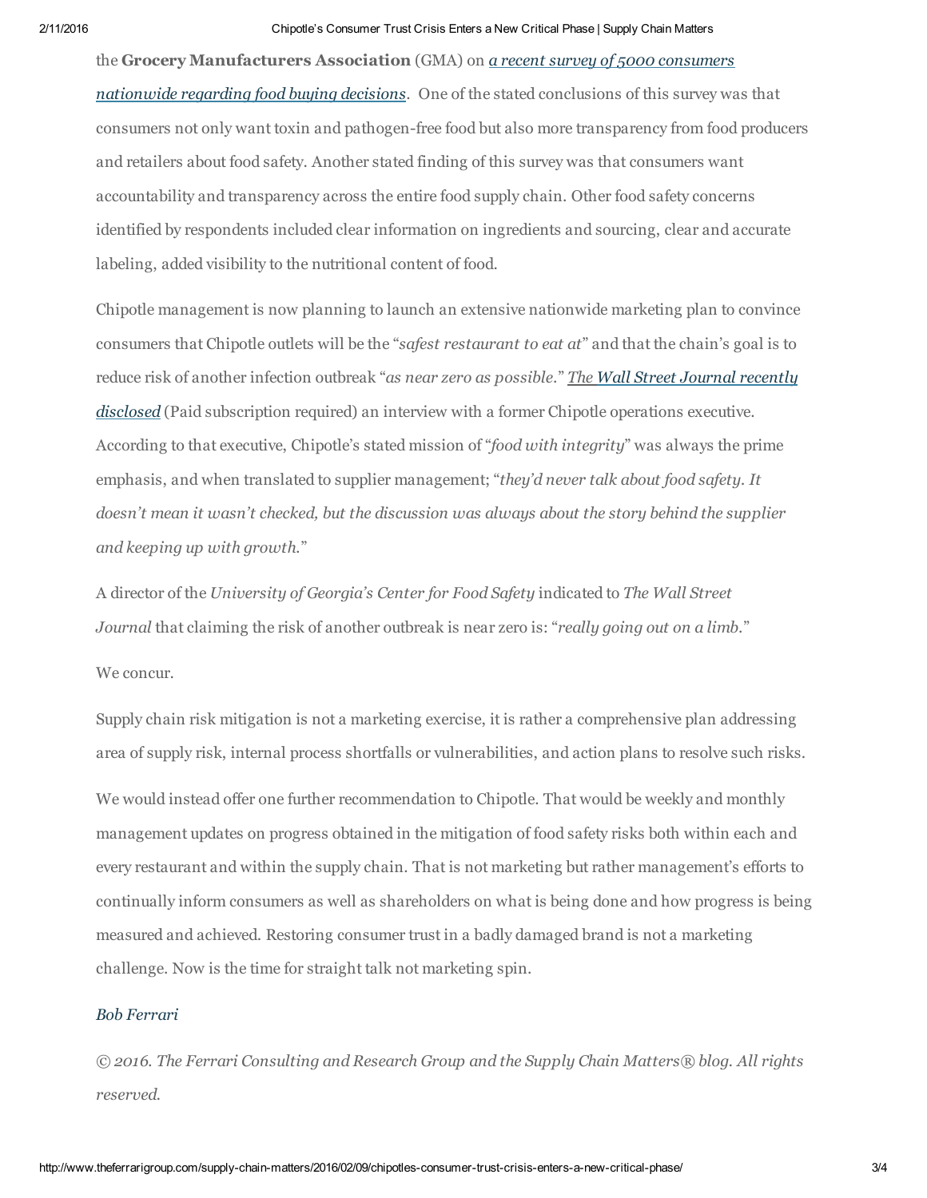the **Grocery Manufacturers Association** (GMA) on *a recent survey of 5000 consumers nationwide regarding food buying decisions*. One of the stated conclusions of this survey was that consumers not only want toxin and pathogen-free food but also more transparency from food producers and retailers about food safety. Another stated finding of this survey was that consumers want accountability and transparency across the entire food supply chain. Other food safety concerns identified by respondents included clear information on ingredients and sourcing, clear and accurate labeling, added visibility to the nutritional content of food.

Chipotle management is now planning to launch an extensive nationwide marketing plan to convince consumers that Chipotle outlets will be the "*safest restaurant to eat at*" and that the chain's goal is to reduce risk of another infection outbreak "*as near zero as possible*." *The Wall Street Journal recently disclosed* (Paid subscription required) an interview with a former Chipotle operations executive. According to that executive, Chipotle's stated mission of "*food with integrity*" was always the prime emphasis, and when translated to supplier management; "*they'd never talk about food safety. It doesn't mean it wasn't checked, but the discussion was always about the story behind the supplier and keeping up with growth.*"

A director of the *University of Georgia's Center for Food Safety* indicated to *The Wall Street Journal* that claiming the risk of another outbreak is near zero is: "*really going out on a limb.*"

We concur.

Supply chain risk mitigation is not a marketing exercise, it is rather a comprehensive plan addressing area of supply risk, internal process shortfalls or vulnerabilities, and action plans to resolve such risks.

We would instead offer one further recommendation to Chipotle. That would be weekly and monthly management updates on progress obtained in the mitigation of food safety risks both within each and every restaurant and within the supply chain. That is not marketing but rather management's efforts to continually inform consumers as well as shareholders on what is being done and how progress is being measured and achieved. Restoring consumer trust in a badly damaged brand is not a marketing challenge. Now is the time for straight talk not marketing spin.

*Bob Ferrari*

*© 2016. The Ferrari Consulting and Research Group and the Supply Chain Matters® blog. All rights reserved.*